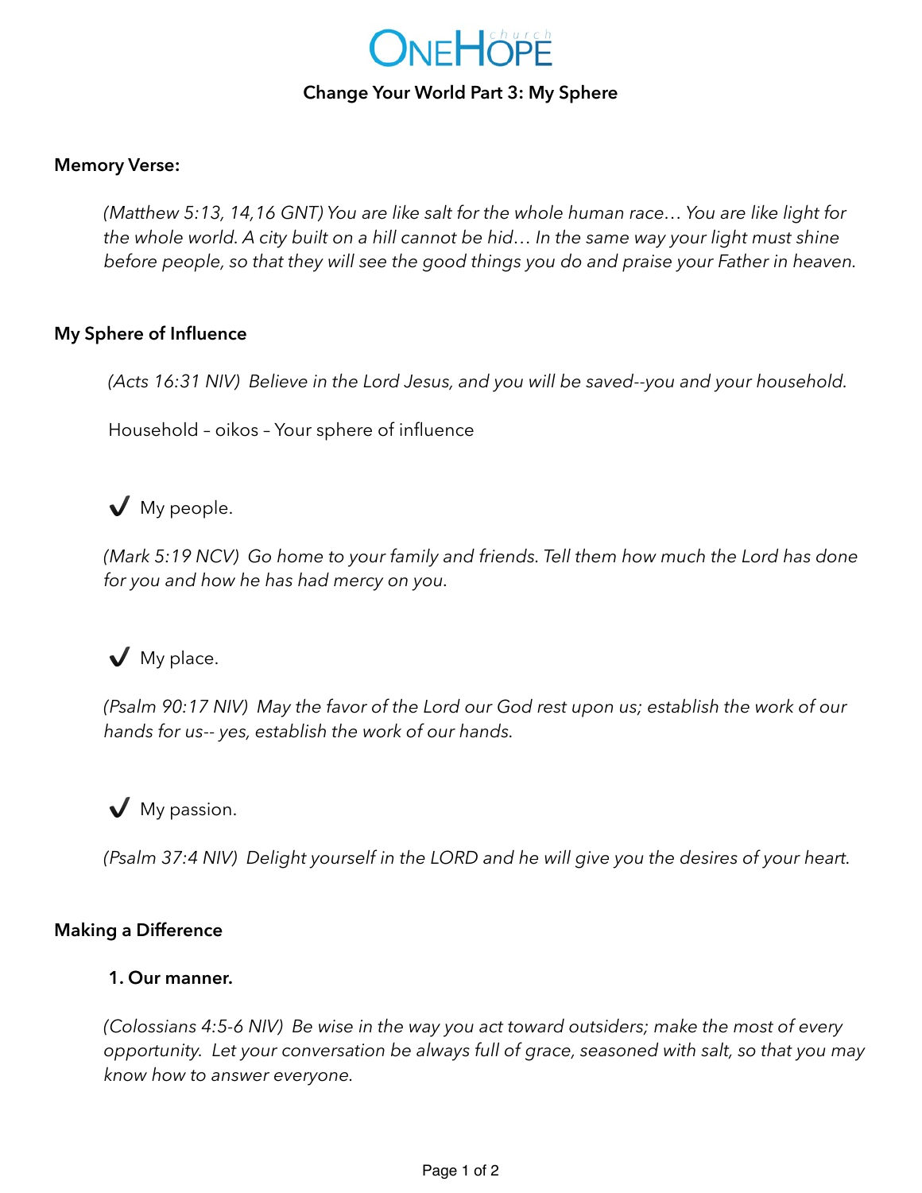# OneHope church

## Change Your World Part 3: My Sphere

**Memory Verse:**

*(Matthew 5:13, 14,16 GNT) You are like salt for the whole human race… You are like light for the whole world. A city built on a hill cannot be hid… In the same way your light must shine before people, so that they will see the good things you do and praise your Father in heaven.*

**My Sphere of Influence**

*(Acts 16:31 NIV) Believe in the Lord Jesus, and you will be saved--you and your household.*

Household – oikos – Your sphere of influence

✔ My people.

*(Mark 5:19 NCV) Go home to your family and friends. Tell them how much the Lord has done for you and how he has had mercy on you.*

✔ My place.

*(Psalm 90:17 NIV) May the favor of the Lord our God rest upon us; establish the work of our hands for us-- yes, establish the work of our hands.*

✔ My passion.

*(Psalm 37:4 NIV) Delight yourself in the LORD and he will give you the desires of your heart.*

**Making a Difference**

**1. Our manner.**

*(Colossians 4:5-6 NIV) Be wise in the way you act toward outsiders; make the most of every opportunity. Let your conversation be always full of grace, seasoned with salt, so that you may know how to answer everyone.*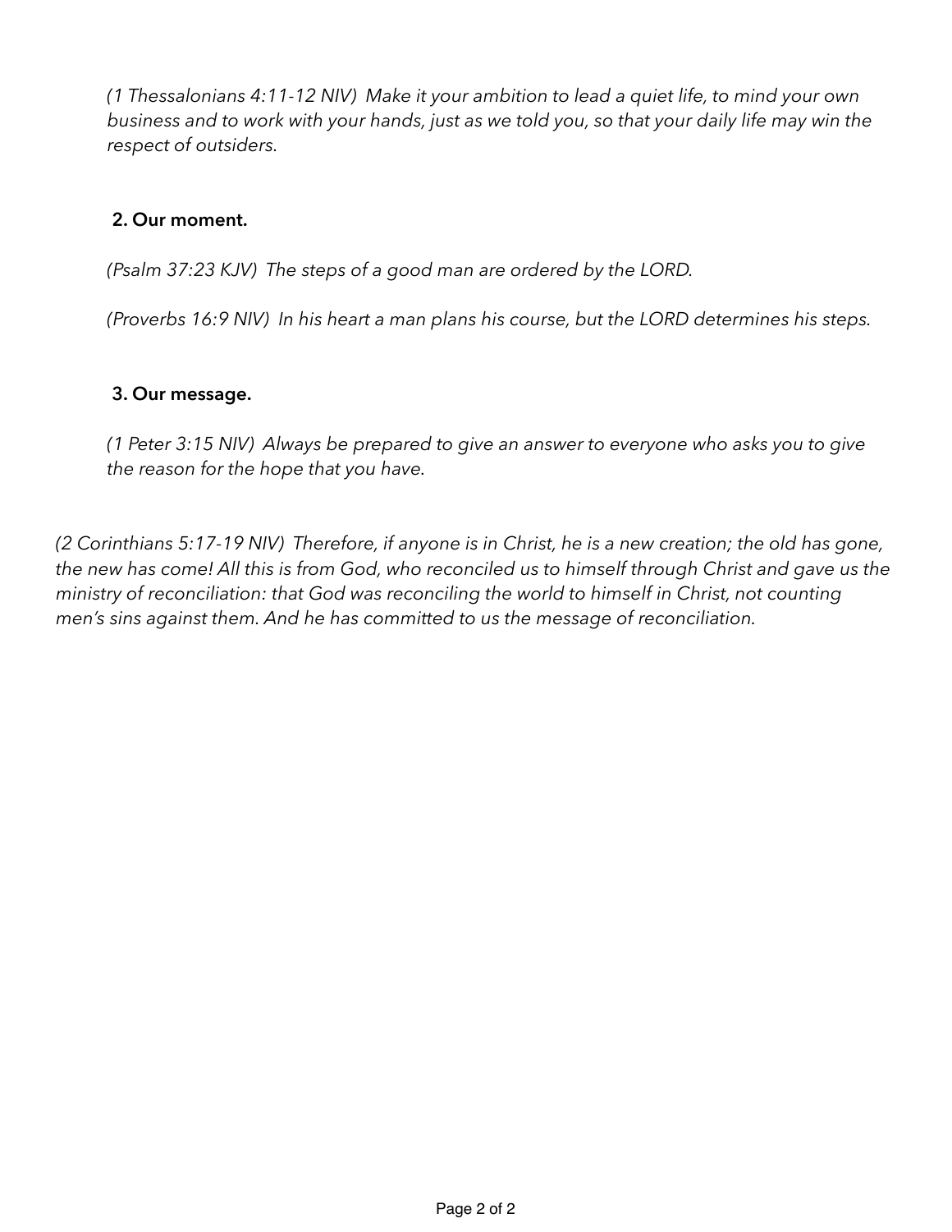*(1 Thessalonians 4:11-12 NIV)  Make it your ambition to lead a quiet life, to mind your own business and to work with your hands, just as we told you, so that your daily life may win the respect of outsiders.*

**2. Our moment.**

*(Psalm 37:23 KJV)  The steps of a good man are ordered by the LORD.*

*(Proverbs 16:9 NIV)  In his heart a man plans his course, but the LORD determines his steps.*

**3. Our message.**

*(1 Peter 3:15 NIV)  Always be prepared to give an answer to everyone who asks you to give the reason for the hope that you have.*

*(2 Corinthians 5:17-19 NIV)  Therefore, if anyone is in Christ, he is a new creation; the old has gone, the new has come! All this is from God, who reconciled us to himself through Christ and gave us the ministry of reconciliation: that God was reconciling the world to himself in Christ, not counting men's sins against them. And he has committed to us the message of reconciliation.*